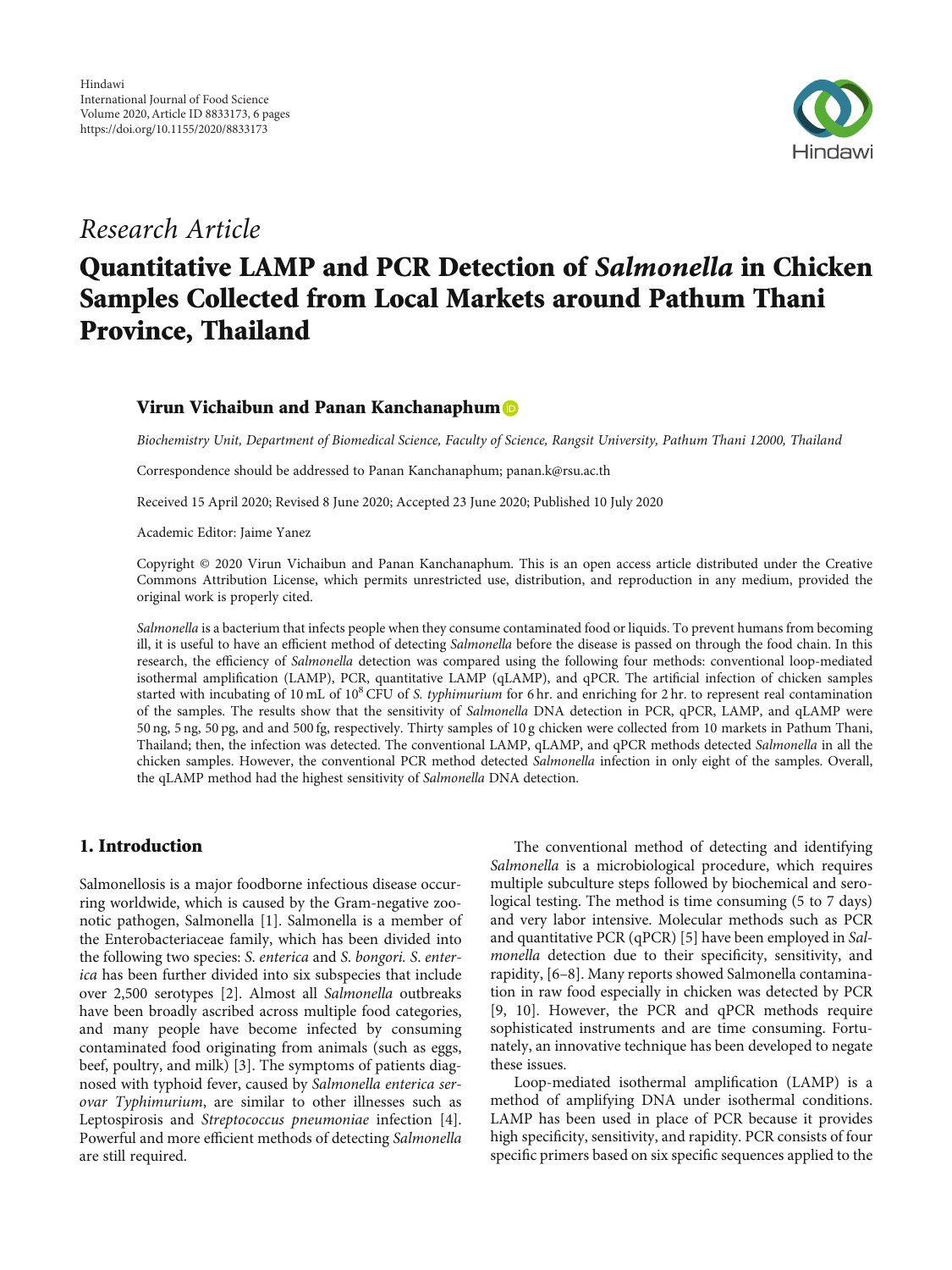Research Article

# Quantitative LAMP and PCR Detection of *Salmonella* in Chicken Samples Collected from Local Markets around Pathum Thani Province, Thailand

**Virun Vichaibun and Panan Kanchanaphum**

*Biochemistry Unit, Department of Biomedical Science, Faculty of Science, Rangsit University, Pathum Thani 12000, Thailand*

Correspondence should be addressed to Panan Kanchanaphum; panan.k@rsu.ac.th

Received 15 April 2020; Revised 8 June 2020; Accepted 23 June 2020; Published 10 July 2020

Academic Editor: Jaime Yanez

Copyright © 2020 Virun Vichaibun and Panan Kanchanaphum. This is an open access article distributed under the Creative Commons Attribution License, which permits unrestricted use, distribution, and reproduction in any medium, provided the original work is properly cited.

*Salmonella* is a bacterium that infects people when they consume contaminated food or liquids. To prevent humans from becoming ill, it is useful to have an efficient method of detecting *Salmonella* before the disease is passed on through the food chain. In this research, the efficiency of *Salmonella* detection was compared using the following four methods: conventional loop-mediated isothermal amplification (LAMP), PCR, quantitative LAMP (qLAMP), and qPCR. The artificial infection of chicken samples started with incubating of 10 mL of $10^8$ CFU of *S. typhimurium* for 6 hr. and enriching for 2 hr. to represent real contamination of the samples. The results show that the sensitivity of *Salmonella* DNA detection in PCR, qPCR, LAMP, and qLAMP were 50 ng, 5 ng, 50 pg, and and 500 fg, respectively. Thirty samples of 10 g chicken were collected from 10 markets in Pathum Thani, Thailand; then, the infection was detected. The conventional LAMP, qLAMP, and qPCR methods detected *Salmonella* in all the chicken samples. However, the conventional PCR method detected *Salmonella* infection in only eight of the samples. Overall, the qLAMP method had the highest sensitivity of *Salmonella* DNA detection.

## 1. Introduction

Salmonellosis is a major foodborne infectious disease occurring worldwide, which is caused by the Gram-negative zoonotic pathogen, Salmonella [1]. Salmonella is a member of the Enterobacteriaceae family, which has been divided into the following two species: *S. enterica* and *S. bongori*. *S. enterica* has been further divided into six subspecies that include over 2,500 serotypes [2]. Almost all *Salmonella* outbreaks have been broadly ascribed across multiple food categories, and many people have become infected by consuming contaminated food originating from animals (such as eggs, beef, poultry, and milk) [3]. The symptoms of patients diagnosed with typhoid fever, caused by *Salmonella enterica serovar Typhimurium*, are similar to other illnesses such as Leptospirosis and *Streptococcus pneumoniae* infection [4]. Powerful and more efficient methods of detecting *Salmonella* are still required.

The conventional method of detecting and identifying *Salmonella* is a microbiological procedure, which requires multiple subculture steps followed by biochemical and serological testing. The method is time consuming (5 to 7 days) and very labor intensive. Molecular methods such as PCR and quantitative PCR (qPCR) [5] have been employed in *Salmonella* detection due to their specificity, sensitivity, and rapidity, [6–8]. Many reports showed Salmonella contamination in raw food especially in chicken was detected by PCR [9, 10]. However, the PCR and qPCR methods require sophisticated instruments and are time consuming. Fortunately, an innovative technique has been developed to negate these issues.

Loop-mediated isothermal amplification (LAMP) is a method of amplifying DNA under isothermal conditions. LAMP has been used in place of PCR because it provides high specificity, sensitivity, and rapidity. PCR consists of four specific primers based on six specific sequences applied to the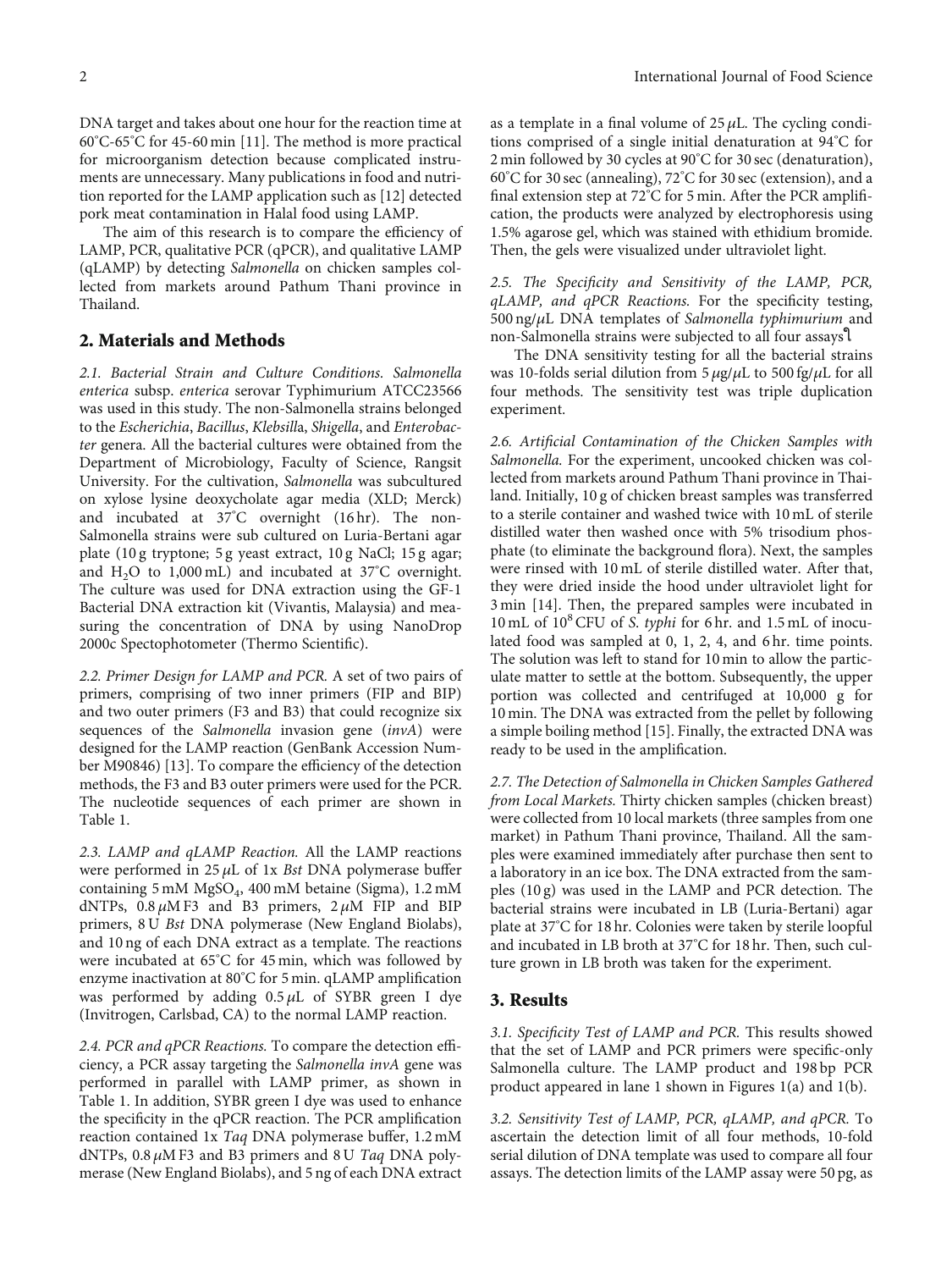DNA target and takes about one hour for the reaction time at 60°C-65°C for 45-60 min [11]. The method is more practical for microorganism detection because complicated instruments are unnecessary. Many publications in food and nutrition reported for the LAMP application such as [12] detected pork meat contamination in Halal food using LAMP.

The aim of this research is to compare the efficiency of LAMP, PCR, qualitative PCR (qPCR), and qualitative LAMP (qLAMP) by detecting *Salmonella* on chicken samples collected from markets around Pathum Thani province in Thailand.

## 2. Materials and Methods

*2.1. Bacterial Strain and Culture Conditions. Salmonella enterica* subsp. *enterica* serovar Typhimurium ATCC23566 was used in this study. The non-Salmonella strains belonged to the *Escherichia*, *Bacillus*, *Klebsill*a, *Shigella*, and *Enterobacter* genera. All the bacterial cultures were obtained from the Department of Microbiology, Faculty of Science, Rangsit University. For the cultivation, *Salmonella* was subcultured on xylose lysine deoxycholate agar media (XLD; Merck) and incubated at 37°C overnight (16 hr). The non-Salmonella strains were sub cultured on Luria-Bertani agar plate (10 g tryptone; 5 g yeast extract, 10 g NaCl; 15 g agar; and $H_2O$ to 1,000 mL) and incubated at 37°C overnight. The culture was used for DNA extraction using the GF-1 Bacterial DNA extraction kit (Vivantis, Malaysia) and measuring the concentration of DNA by using NanoDrop 2000c Spectophotometer (Thermo Scientific).

*2.2. Primer Design for LAMP and PCR.* A set of two pairs of primers, comprising of two inner primers (FIP and BIP) and two outer primers (F3 and B3) that could recognize six sequences of the *Salmonella* invasion gene (*invA*) were designed for the LAMP reaction (GenBank Accession Number M90846) [13]. To compare the efficiency of the detection methods, the F3 and B3 outer primers were used for the PCR. The nucleotide sequences of each primer are shown in Table 1.

*2.3. LAMP and qLAMP Reaction.* All the LAMP reactions were performed in 25 $\mu$L of 1x *Bst* DNA polymerase buffer containing 5 mM $MgSO_4$, 400 mM betaine (Sigma), 1.2 mM dNTPs, 0.8 $\mu$M F3 and B3 primers, 2 $\mu$M FIP and BIP primers, 8 U *Bst* DNA polymerase (New England Biolabs), and 10 ng of each DNA extract as a template. The reactions were incubated at 65°C for 45 min, which was followed by enzyme inactivation at 80°C for 5 min. qLAMP amplification was performed by adding 0.5 $\mu$L of SYBR green I dye (Invitrogen, Carlsbad, CA) to the normal LAMP reaction.

*2.4. PCR and qPCR Reactions.* To compare the detection efficiency, a PCR assay targeting the *Salmonella invA* gene was performed in parallel with LAMP primer, as shown in Table 1. In addition, SYBR green I dye was used to enhance the specificity in the qPCR reaction. The PCR amplification reaction contained 1x *Taq* DNA polymerase buffer, 1.2 mM dNTPs, 0.8 $\mu$M F3 and B3 primers and 8 U *Taq* DNA polymerase (New England Biolabs), and 5 ng of each DNA extract as a template in a final volume of 25 $\mu$L. The cycling conditions comprised of a single initial denaturation at 94°C for 2 min followed by 30 cycles at 90°C for 30 sec (denaturation), 60°C for 30 sec (annealing), 72°C for 30 sec (extension), and a final extension step at 72°C for 5 min. After the PCR amplification, the products were analyzed by electrophoresis using 1.5% agarose gel, which was stained with ethidium bromide. Then, the gels were visualized under ultraviolet light.

*2.5. The Specificity and Sensitivity of the LAMP, PCR, qLAMP, and qPCR Reactions.* For the specificity testing, 500 ng/$\mu$L DNA templates of *Salmonella typhimurium* and non-Salmonella strains were subjected to all four assays.

The DNA sensitivity testing for all the bacterial strains was 10-folds serial dilution from 5 $\mu$g/$\mu$L to 500 fg/$\mu$L for all four methods. The sensitivity test was triple duplication experiment.

*2.6. Artificial Contamination of the Chicken Samples with Salmonella.* For the experiment, uncooked chicken was collected from markets around Pathum Thani province in Thailand. Initially, 10 g of chicken breast samples was transferred to a sterile container and washed twice with 10 mL of sterile distilled water then washed once with 5% trisodium phosphate (to eliminate the background flora). Next, the samples were rinsed with 10 mL of sterile distilled water. After that, they were dried inside the hood under ultraviolet light for 3 min [14]. Then, the prepared samples were incubated in 10 mL of $10^8$ CFU of *S. typhi* for 6 hr. and 1.5 mL of inoculated food was sampled at 0, 1, 2, 4, and 6 hr. time points. The solution was left to stand for 10 min to allow the particulate matter to settle at the bottom. Subsequently, the upper portion was collected and centrifuged at 10,000 g for 10 min. The DNA was extracted from the pellet by following a simple boiling method [15]. Finally, the extracted DNA was ready to be used in the amplification.

*2.7. The Detection of Salmonella in Chicken Samples Gathered from Local Markets.* Thirty chicken samples (chicken breast) were collected from 10 local markets (three samples from one market) in Pathum Thani province, Thailand. All the samples were examined immediately after purchase then sent to a laboratory in an ice box. The DNA extracted from the samples (10 g) was used in the LAMP and PCR detection. The bacterial strains were incubated in LB (Luria-Bertani) agar plate at 37°C for 18 hr. Colonies were taken by sterile loopful and incubated in LB broth at 37°C for 18 hr. Then, such culture grown in LB broth was taken for the experiment.

## 3. Results

*3.1. Specificity Test of LAMP and PCR.* This results showed that the set of LAMP and PCR primers were specific-only Salmonella culture. The LAMP product and 198 bp PCR product appeared in lane 1 shown in Figures 1(a) and 1(b).

*3.2. Sensitivity Test of LAMP, PCR, qLAMP, and qPCR.* To ascertain the detection limit of all four methods, 10-fold serial dilution of DNA template was used to compare all four assays. The detection limits of the LAMP assay were 50 pg, as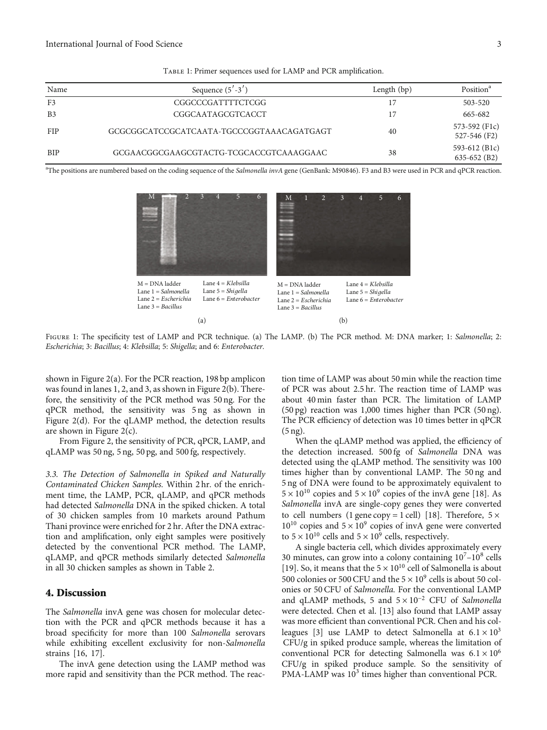Table 1: Primer sequences used for LAMP and PCR amplification.

| Name | Sequence (5′-3′) | Length (bp) | Position[a] |
|---|---|---|---|
| F3 | CGGCCCGATTTTCTCGG | 17 | 503-520 |
| B3 | CGGCAATAGCGTCACCT | 17 | 665-682 |
| FIP | GCGCGGCATCCGCATCAATA-TGCCCGGTAAACAGATGAGT | 40 | 573-592 (F1c) 527-546 (F2) |
| BIP | GCGAACGGCGAAGCGTACTG-TCGCACCGTCAAAGGAAC | 38 | 593-612 (B1c) 635-652 (B2) |

[a]The positions are numbered based on the coding sequence of the *Salmonella invA* gene (GenBank: M90846). F3 and B3 were used in PCR and qPCR reaction.

M = DNA ladder; Lane 1 = *Salmonella*; Lane 2 = *Escherichia*; Lane 3 = *Bacillus*; Lane 4 = *Klebsilla*; Lane 5 = *Shigella*; Lane 6 = *Enterobacter*

(a)

M = DNA ladder; Lane 1 = *Salmonella*; Lane 2 = *Escherichia*; Lane 3 = *Bacillus*; Lane 4 = *Klebsilla*; Lane 5 = *Shigella*; Lane 6 = *Enterobacter*

(b)

Figure 1: The specificity test of LAMP and PCR technique. (a) The LAMP. (b) The PCR method. M: DNA marker; 1: *Salmonella*; 2: *Escherichia*; 3: *Bacillus*; 4: *Klebsilla*; 5: *Shigella*; and 6: *Enterobacter*.

shown in Figure 2(a). For the PCR reaction, 198 bp amplicon was found in lanes 1, 2, and 3, as shown in Figure 2(b). Therefore, the sensitivity of the PCR method was 50 ng. For the qPCR method, the sensitivity was 5 ng as shown in Figure 2(d). For the qLAMP method, the detection results are shown in Figure 2(c).

From Figure 2, the sensitivity of PCR, qPCR, LAMP, and qLAMP was 50 ng, 5 ng, 50 pg, and 500 fg, respectively.

*3.3. The Detection of Salmonella in Spiked and Naturally Contaminated Chicken Samples.* Within 2 hr. of the enrichment time, the LAMP, PCR, qLAMP, and qPCR methods had detected *Salmonella* DNA in the spiked chicken. A total of 30 chicken samples from 10 markets around Pathum Thani province were enriched for 2 hr. After the DNA extraction and amplification, only eight samples were positively detected by the conventional PCR method. The LAMP, qLAMP, and qPCR methods similarly detected *Salmonella* in all 30 chicken samples as shown in Table 2.

## 4. Discussion

The *Salmonella* invA gene was chosen for molecular detection with the PCR and qPCR methods because it has a broad specificity for more than 100 *Salmonella* serovars while exhibiting excellent exclusivity for non-*Salmonella* strains [16, 17].

The invA gene detection using the LAMP method was more rapid and sensitivity than the PCR method. The reaction time of LAMP was about 50 min while the reaction time of PCR was about 2.5 hr. The reaction time of LAMP was about 40 min faster than PCR. The limitation of LAMP (50 pg) reaction was 1,000 times higher than PCR (50 ng). The PCR efficiency of detection was 10 times better in qPCR (5 ng).

When the qLAMP method was applied, the efficiency of the detection increased. 500 fg of *Salmonella* DNA was detected using the qLAMP method. The sensitivity was 100 times higher than by conventional LAMP. The 50 ng and 5 ng of DNA were found to be approximately equivalent to $5 \times 10^{10}$ copies and $5 \times 10^{9}$ copies of the invA gene [18]. As *Salmonella* invA are single-copy genes they were converted to cell numbers (1 gene copy = 1 cell) [18]. Therefore, $5 \times 10^{10}$ copies and $5 \times 10^{9}$ copies of invA gene were converted to $5 \times 10^{10}$ cells and $5 \times 10^{9}$ cells, respectively.

A single bacteria cell, which divides approximately every 30 minutes, can grow into a colony containing $10^{7}$–$10^{8}$ cells [19]. So, it means that the $5 \times 10^{10}$ cell of Salmonella is about 500 colonies or 500 CFU and the $5 \times 10^{9}$ cells is about 50 colonies or 50 CFU of *Salmonella.* For the conventional LAMP and qLAMP methods, 5 and $5 \times 10^{-2}$ CFU of *Salmonella* were detected. Chen et al. [13] also found that LAMP assay was more efficient than conventional PCR. Chen and his colleagues [3] use LAMP to detect Salmonella at $6.1 \times 10^{3}$ CFU/g in spiked produce sample, whereas the limitation of conventional PCR for detecting Salmonella was $6.1 \times 10^{6}$ CFU/g in spiked produce sample. So the sensitivity of PMA-LAMP was $10^{3}$ times higher than conventional PCR.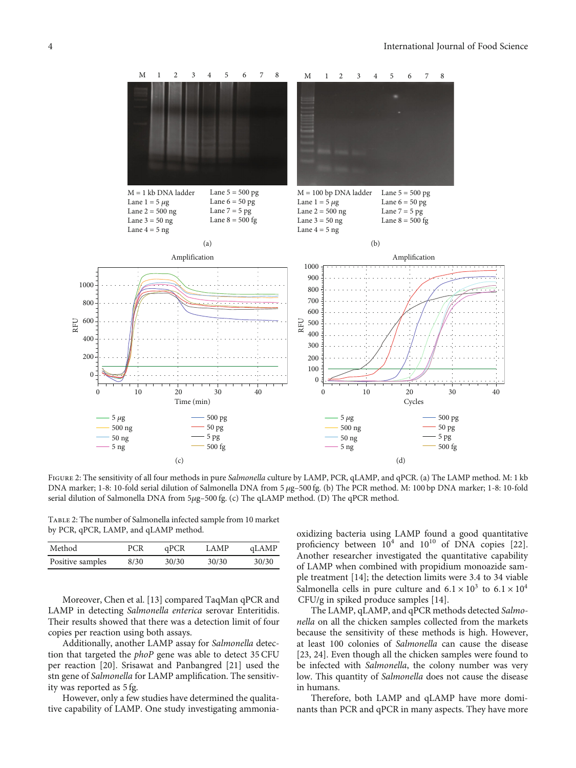M = 1 kb DNA ladder
Lane 1 = 5 μg
Lane 2 = 500 ng
Lane 3 = 50 ng
Lane 4 = 5 ng
Lane 5 = 500 pg
Lane 6 = 50 pg
Lane 7 = 5 pg
Lane 8 = 500 fg

(a)

M = 100 bp DNA ladder
Lane 1 = 5 μg
Lane 2 = 500 ng
Lane 3 = 50 ng
Lane 4 = 5 ng
Lane 5 = 500 pg
Lane 6 = 50 pg
Lane 7 = 5 pg
Lane 8 = 500 fg

(b)

(c)

(d)

Figure 2: The sensitivity of all four methods in pure *Salmonella* culture by LAMP, PCR, qLAMP, and qPCR. (a) The LAMP method. M: 1 kb DNA marker; 1-8: 10-fold serial dilution of Salmonella DNA from 5 μg–500 fg. (b) The PCR method. M: 100 bp DNA marker; 1-8: 10-fold serial dilution of Salmonella DNA from 5μg–500 fg. (c) The qLAMP method. (D) The qPCR method.

Table 2: The number of Salmonella infected sample from 10 market by PCR, qPCR, LAMP, and qLAMP method.

| Method | PCR | qPCR | LAMP | qLAMP |
|---|---|---|---|---|
| Positive samples | 8/30 | 30/30 | 30/30 | 30/30 |

Moreover, Chen et al. [13] compared TaqMan qPCR and LAMP in detecting *Salmonella enterica* serovar Enteritidis. Their results showed that there was a detection limit of four copies per reaction using both assays.

Additionally, another LAMP assay for *Salmonella* detection that targeted the *phoP* gene was able to detect 35 CFU per reaction [20]. Srisawat and Panbangred [21] used the stn gene of *Salmonella* for LAMP amplification. The sensitivity was reported as 5 fg.

However, only a few studies have determined the qualitative capability of LAMP. One study investigating ammonia-oxidizing bacteria using LAMP found a good quantitative proficiency between $10^4$ and $10^{10}$ of DNA copies [22]. Another researcher investigated the quantitative capability of LAMP when combined with propidium monoazide sample treatment [14]; the detection limits were 3.4 to 34 viable Salmonella cells in pure culture and $6.1 \times 10^3$ to $6.1 \times 10^4$ CFU/g in spiked produce samples [14].

The LAMP, qLAMP, and qPCR methods detected *Salmonella* on all the chicken samples collected from the markets because the sensitivity of these methods is high. However, at least 100 colonies of *Salmonella* can cause the disease [23, 24]. Even though all the chicken samples were found to be infected with *Salmonella*, the colony number was very low. This quantity of *Salmonella* does not cause the disease in humans.

Therefore, both LAMP and qLAMP have more dominants than PCR and qPCR in many aspects. They have more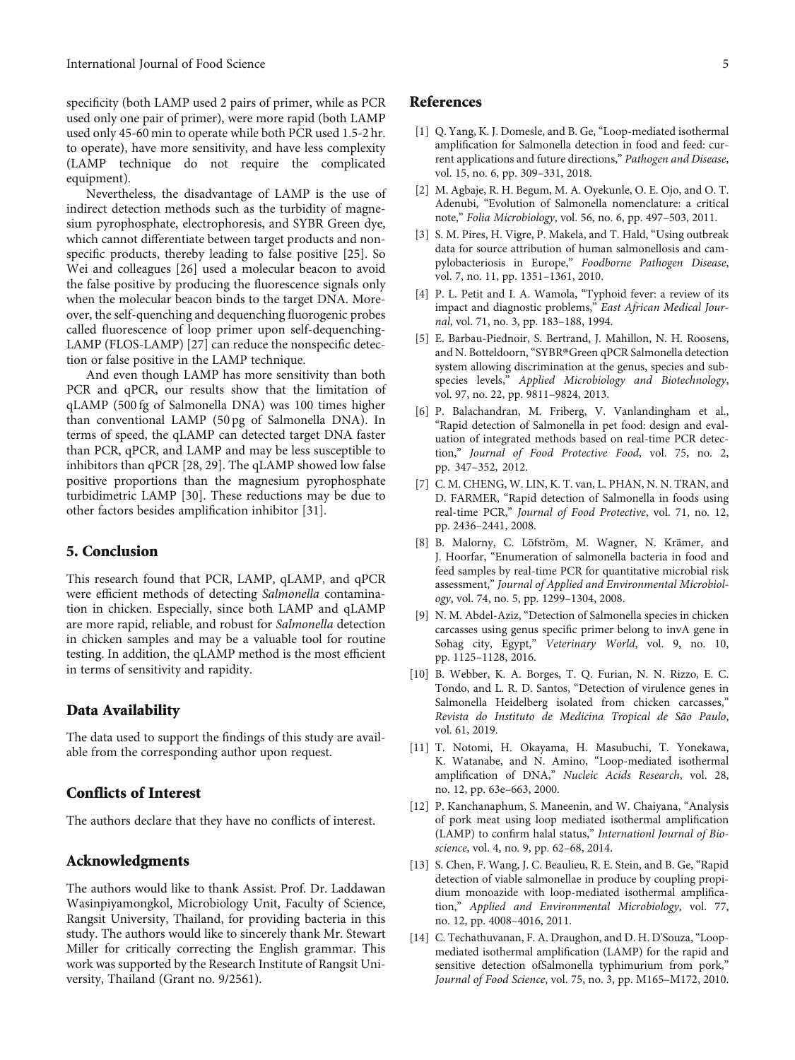specificity (both LAMP used 2 pairs of primer, while as PCR used only one pair of primer), were more rapid (both LAMP used only 45-60 min to operate while both PCR used 1.5-2 hr. to operate), have more sensitivity, and have less complexity (LAMP technique do not require the complicated equipment).

Nevertheless, the disadvantage of LAMP is the use of indirect detection methods such as the turbidity of magnesium pyrophosphate, electrophoresis, and SYBR Green dye, which cannot differentiate between target products and nonspecific products, thereby leading to false positive [25]. So Wei and colleagues [26] used a molecular beacon to avoid the false positive by producing the fluorescence signals only when the molecular beacon binds to the target DNA. Moreover, the self-quenching and dequenching fluorogenic probes called fluorescence of loop primer upon self-dequenching-LAMP (FLOS-LAMP) [27] can reduce the nonspecific detection or false positive in the LAMP technique.

And even though LAMP has more sensitivity than both PCR and qPCR, our results show that the limitation of qLAMP (500 fg of Salmonella DNA) was 100 times higher than conventional LAMP (50 pg of Salmonella DNA). In terms of speed, the qLAMP can detected target DNA faster than PCR, qPCR, and LAMP and may be less susceptible to inhibitors than qPCR [28, 29]. The qLAMP showed low false positive proportions than the magnesium pyrophosphate turbidimetric LAMP [30]. These reductions may be due to other factors besides amplification inhibitor [31].

## 5. Conclusion

This research found that PCR, LAMP, qLAMP, and qPCR were efficient methods of detecting *Salmonella* contamination in chicken. Especially, since both LAMP and qLAMP are more rapid, reliable, and robust for *Salmonella* detection in chicken samples and may be a valuable tool for routine testing. In addition, the qLAMP method is the most efficient in terms of sensitivity and rapidity.

## Data Availability

The data used to support the findings of this study are available from the corresponding author upon request.

## Conflicts of Interest

The authors declare that they have no conflicts of interest.

## Acknowledgments

The authors would like to thank Assist. Prof. Dr. Laddawan Wasinpiyamongkol, Microbiology Unit, Faculty of Science, Rangsit University, Thailand, for providing bacteria in this study. The authors would like to sincerely thank Mr. Stewart Miller for critically correcting the English grammar. This work was supported by the Research Institute of Rangsit University, Thailand (Grant no. 9/2561).

## References

[1] Q. Yang, K. J. Domesle, and B. Ge, "Loop-mediated isothermal amplification for Salmonella detection in food and feed: current applications and future directions," *Pathogen and Disease*, vol. 15, no. 6, pp. 309–331, 2018.

[2] M. Agbaje, R. H. Begum, M. A. Oyekunle, O. E. Ojo, and O. T. Adenubi, "Evolution of Salmonella nomenclature: a critical note," *Folia Microbiology*, vol. 56, no. 6, pp. 497–503, 2011.

[3] S. M. Pires, H. Vigre, P. Makela, and T. Hald, "Using outbreak data for source attribution of human salmonellosis and campylobacteriosis in Europe," *Foodborne Pathogen Disease*, vol. 7, no. 11, pp. 1351–1361, 2010.

[4] P. L. Petit and I. A. Wamola, "Typhoid fever: a review of its impact and diagnostic problems," *East African Medical Journal*, vol. 71, no. 3, pp. 183–188, 1994.

[5] E. Barbau-Piednoir, S. Bertrand, J. Mahillon, N. H. Roosens, and N. Botteldoorn, "SYBR®Green qPCR Salmonella detection system allowing discrimination at the genus, species and subspecies levels," *Applied Microbiology and Biotechnology*, vol. 97, no. 22, pp. 9811–9824, 2013.

[6] P. Balachandran, M. Friberg, V. Vanlandingham et al., "Rapid detection of Salmonella in pet food: design and evaluation of integrated methods based on real-time PCR detection," *Journal of Food Protective Food*, vol. 75, no. 2, pp. 347–352, 2012.

[7] C. M. CHENG, W. LIN, K. T. van, L. PHAN, N. N. TRAN, and D. FARMER, "Rapid detection of Salmonella in foods using real-time PCR," *Journal of Food Protective*, vol. 71, no. 12, pp. 2436–2441, 2008.

[8] B. Malorny, C. Löfström, M. Wagner, N. Krämer, and J. Hoorfar, "Enumeration of salmonella bacteria in food and feed samples by real-time PCR for quantitative microbial risk assessment," *Journal of Applied and Environmental Microbiology*, vol. 74, no. 5, pp. 1299–1304, 2008.

[9] N. M. Abdel-Aziz, "Detection of Salmonella species in chicken carcasses using genus specific primer belong to invA gene in Sohag city, Egypt," *Veterinary World*, vol. 9, no. 10, pp. 1125–1128, 2016.

[10] B. Webber, K. A. Borges, T. Q. Furian, N. N. Rizzo, E. C. Tondo, and L. R. D. Santos, "Detection of virulence genes in Salmonella Heidelberg isolated from chicken carcasses," *Revista do Instituto de Medicina Tropical de São Paulo*, vol. 61, 2019.

[11] T. Notomi, H. Okayama, H. Masubuchi, T. Yonekawa, K. Watanabe, and N. Amino, "Loop-mediated isothermal amplification of DNA," *Nucleic Acids Research*, vol. 28, no. 12, pp. 63e–663, 2000.

[12] P. Kanchanaphum, S. Maneenin, and W. Chaiyana, "Analysis of pork meat using loop mediated isothermal amplification (LAMP) to confirm halal status," *Internationl Journal of Bioscience*, vol. 4, no. 9, pp. 62–68, 2014.

[13] S. Chen, F. Wang, J. C. Beaulieu, R. E. Stein, and B. Ge, "Rapid detection of viable salmonellae in produce by coupling propidium monoazide with loop-mediated isothermal amplification," *Applied and Environmental Microbiology*, vol. 77, no. 12, pp. 4008–4016, 2011.

[14] C. Techathuvanan, F. A. Draughon, and D. H. D'Souza, "Loop-mediated isothermal amplification (LAMP) for the rapid and sensitive detection ofSalmonella typhimurium from pork," *Journal of Food Science*, vol. 75, no. 3, pp. M165–M172, 2010.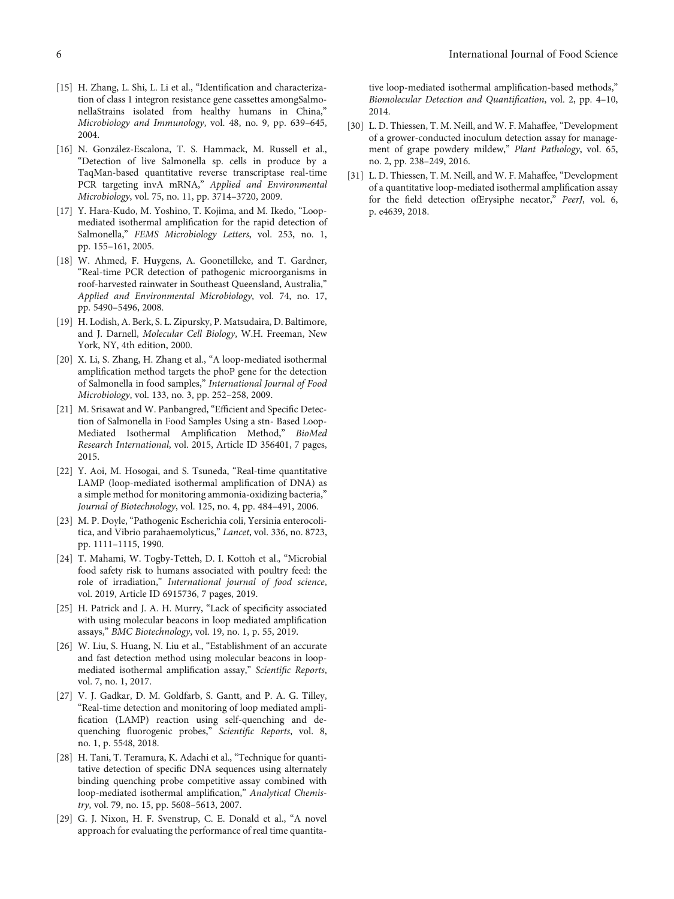[15] H. Zhang, L. Shi, L. Li et al., "Identification and characterization of class 1 integron resistance gene cassettes amongSalmonellaStrains isolated from healthy humans in China," *Microbiology and Immunology*, vol. 48, no. 9, pp. 639–645, 2004.

[16] N. González-Escalona, T. S. Hammack, M. Russell et al., "Detection of live Salmonella sp. cells in produce by a TaqMan-based quantitative reverse transcriptase real-time PCR targeting invA mRNA," *Applied and Environmental Microbiology*, vol. 75, no. 11, pp. 3714–3720, 2009.

[17] Y. Hara-Kudo, M. Yoshino, T. Kojima, and M. Ikedo, "Loop-mediated isothermal amplification for the rapid detection of Salmonella," *FEMS Microbiology Letters*, vol. 253, no. 1, pp. 155–161, 2005.

[18] W. Ahmed, F. Huygens, A. Goonetilleke, and T. Gardner, "Real-time PCR detection of pathogenic microorganisms in roof-harvested rainwater in Southeast Queensland, Australia," *Applied and Environmental Microbiology*, vol. 74, no. 17, pp. 5490–5496, 2008.

[19] H. Lodish, A. Berk, S. L. Zipursky, P. Matsudaira, D. Baltimore, and J. Darnell, *Molecular Cell Biology*, W.H. Freeman, New York, NY, 4th edition, 2000.

[20] X. Li, S. Zhang, H. Zhang et al., "A loop-mediated isothermal amplification method targets the phoP gene for the detection of Salmonella in food samples," *International Journal of Food Microbiology*, vol. 133, no. 3, pp. 252–258, 2009.

[21] M. Srisawat and W. Panbangred, "Efficient and Specific Detection of Salmonella in Food Samples Using a stn- Based Loop-Mediated Isothermal Amplification Method," *BioMed Research International*, vol. 2015, Article ID 356401, 7 pages, 2015.

[22] Y. Aoi, M. Hosogai, and S. Tsuneda, "Real-time quantitative LAMP (loop-mediated isothermal amplification of DNA) as a simple method for monitoring ammonia-oxidizing bacteria," *Journal of Biotechnology*, vol. 125, no. 4, pp. 484–491, 2006.

[23] M. P. Doyle, "Pathogenic Escherichia coli, Yersinia enterocolitica, and Vibrio parahaemolyticus," *Lancet*, vol. 336, no. 8723, pp. 1111–1115, 1990.

[24] T. Mahami, W. Togby-Tetteh, D. I. Kottoh et al., "Microbial food safety risk to humans associated with poultry feed: the role of irradiation," *International journal of food science*, vol. 2019, Article ID 6915736, 7 pages, 2019.

[25] H. Patrick and J. A. H. Murry, "Lack of specificity associated with using molecular beacons in loop mediated amplification assays," *BMC Biotechnology*, vol. 19, no. 1, p. 55, 2019.

[26] W. Liu, S. Huang, N. Liu et al., "Establishment of an accurate and fast detection method using molecular beacons in loop-mediated isothermal amplification assay," *Scientific Reports*, vol. 7, no. 1, 2017.

[27] V. J. Gadkar, D. M. Goldfarb, S. Gantt, and P. A. G. Tilley, "Real-time detection and monitoring of loop mediated amplification (LAMP) reaction using self-quenching and de-quenching fluorogenic probes," *Scientific Reports*, vol. 8, no. 1, p. 5548, 2018.

[28] H. Tani, T. Teramura, K. Adachi et al., "Technique for quantitative detection of specific DNA sequences using alternately binding quenching probe competitive assay combined with loop-mediated isothermal amplification," *Analytical Chemistry*, vol. 79, no. 15, pp. 5608–5613, 2007.

[29] G. J. Nixon, H. F. Svenstrup, C. E. Donald et al., "A novel approach for evaluating the performance of real time quantitative loop-mediated isothermal amplification-based methods," *Biomolecular Detection and Quantification*, vol. 2, pp. 4–10, 2014.

[30] L. D. Thiessen, T. M. Neill, and W. F. Mahaffee, "Development of a grower-conducted inoculum detection assay for management of grape powdery mildew," *Plant Pathology*, vol. 65, no. 2, pp. 238–249, 2016.

[31] L. D. Thiessen, T. M. Neill, and W. F. Mahaffee, "Development of a quantitative loop-mediated isothermal amplification assay for the field detection ofErysiphe necator," *PeerJ*, vol. 6, p. e4639, 2018.